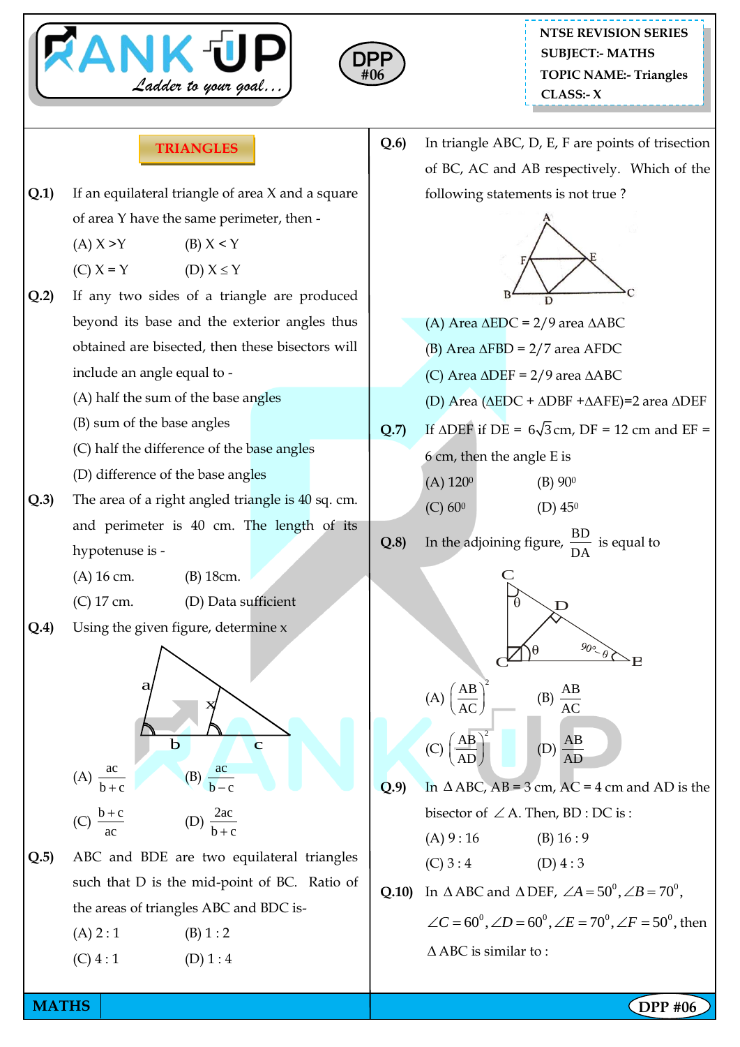NTSE REVISION SERIES
SUBJECT:- MATHS
TOPIC NAME:- Triangles
CLASS:- X

DPP #06

## TRIANGLES

**Q.1)** If an equilateral triangle of area X and a square of area Y have the same perimeter, then -

(A) X >Y (B) X < Y
(C) X = Y (D) X ≤ Y

**Q.2)** If any two sides of a triangle are produced beyond its base and the exterior angles thus obtained are bisected, then these bisectors will include an angle equal to -

(A) half the sum of the base angles
(B) sum of the base angles
(C) half the difference of the base angles
(D) difference of the base angles

**Q.3)** The area of a right angled triangle is 40 sq. cm. and perimeter is 40 cm. The length of its hypotenuse is -

(A) 16 cm. (B) 18cm.
(C) 17 cm. (D) Data sufficient

**Q.4)** Using the given figure, determine x

(A) $\frac{ac}{b+c}$ (B) $\frac{ac}{b-c}$
(C) $\frac{b+c}{ac}$ (D) $\frac{2ac}{b+c}$

**Q.5)** ABC and BDE are two equilateral triangles such that D is the mid-point of BC. Ratio of the areas of triangles ABC and BDC is-

(A) 2 : 1 (B) 1 : 2
(C) 4 : 1 (D) 1 : 4

**Q.6)** In triangle ABC, D, E, F are points of trisection of BC, AC and AB respectively. Which of the following statements is not true ?

(A) Area ΔEDC = 2/9 area ΔABC
(B) Area ΔFBD = 2/7 area AFDC
(C) Area ΔDEF = 2/9 area ΔABC
(D) Area (ΔEDC + ΔDBF +ΔAFE)=2 area ΔDEF

**Q.7)** If ΔDEF if DE = $6\sqrt{3}$ cm, DF = 12 cm and EF = 6 cm, then the angle E is

(A) $120^0$ (B) $90^0$
(C) $60^0$ (D) $45^0$

**Q.8)** In the adjoining figure, $\frac{BD}{DA}$ is equal to

(A) $\left(\frac{AB}{AC}\right)^2$ (B) $\frac{AB}{AC}$
(C) $\left(\frac{AB}{AD}\right)^2$ (D) $\frac{AB}{AD}$

**Q.9)** In Δ ABC, AB = 3 cm, AC = 4 cm and AD is the bisector of ∠A. Then, BD : DC is :

(A) 9 : 16 (B) 16 : 9
(C) 3 : 4 (D) 4 : 3

**Q.10)** In Δ ABC and Δ DEF, $\angle A = 50^0, \angle B = 70^0,$ $\angle C = 60^0, \angle D = 60^0, \angle E = 70^0, \angle F = 50^0$, then Δ ABC is similar to :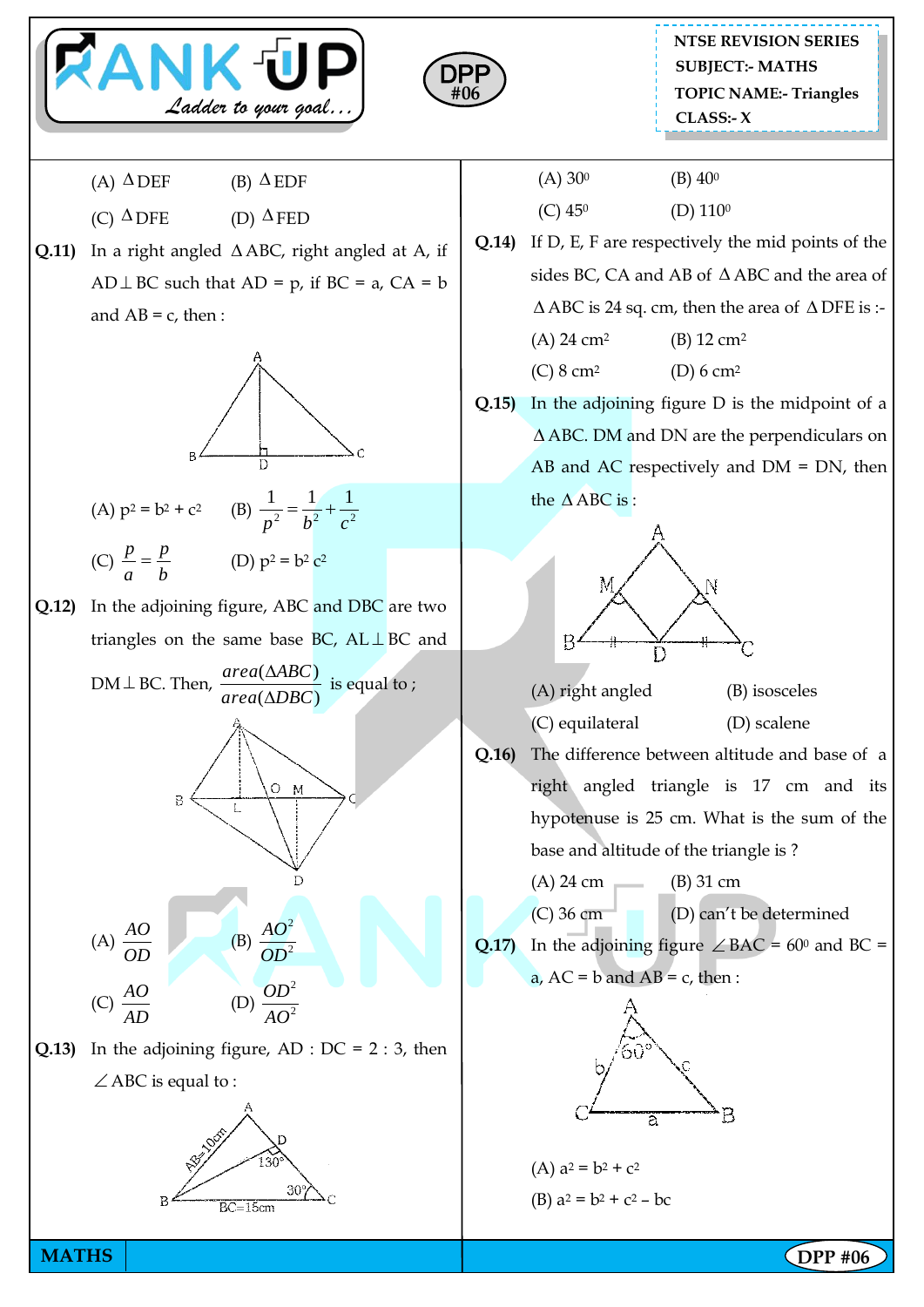(A) $\Delta$DEF (B) $\Delta$EDF

(C) $\Delta$DFE (D) $\Delta$FED

**Q.11)** In a right angled $\Delta ABC$, right angled at A, if $AD \perp BC$ such that AD = p, if BC = a, CA = b and AB = c, then :

(A) $p^2 = b^2 + c^2$ (B) $\frac{1}{p^2} = \frac{1}{b^2} + \frac{1}{c^2}$

(C) $\frac{p}{a} = \frac{p}{b}$ (D) $p^2 = b^2 c^2$

**Q.12)** In the adjoining figure, ABC and DBC are two triangles on the same base BC, $AL \perp BC$ and $DM \perp BC$. Then, $\frac{area(\Delta ABC)}{area(\Delta DBC)}$ is equal to ;

(A) $\frac{AO}{OD}$ (B) $\frac{AO^2}{OD^2}$

(C) $\frac{AO}{AD}$ (D) $\frac{OD^2}{AO^2}$

**Q.13)** In the adjoining figure, AD : DC = 2 : 3, then $\angle ABC$ is equal to :

(A) $30^0$ (B) $40^0$

(C) $45^0$ (D) $110^0$

**Q.14)** If D, E, F are respectively the mid points of the sides BC, CA and AB of $\Delta ABC$ and the area of $\Delta ABC$ is 24 sq. cm, then the area of $\Delta DFE$ is :-

(A) 24 cm$^2$ (B) 12 cm$^2$

(C) 8 cm$^2$ (D) 6 cm$^2$

**Q.15)** In the adjoining figure D is the midpoint of a $\Delta ABC$. DM and DN are the perpendiculars on AB and AC respectively and DM = DN, then the $\Delta ABC$ is :

(A) right angled (B) isosceles

(C) equilateral (D) scalene

**Q.16)** The difference between altitude and base of a right angled triangle is 17 cm and its hypotenuse is 25 cm. What is the sum of the base and altitude of the triangle is ?

(A) 24 cm (B) 31 cm

(C) 36 cm (D) can't be determined

**Q.17)** In the adjoining figure $\angle BAC = 60^0$ and BC = a, AC = b and AB = c, then :

(A) $a^2 = b^2 + c^2$

(B) $a^2 = b^2 + c^2 - bc$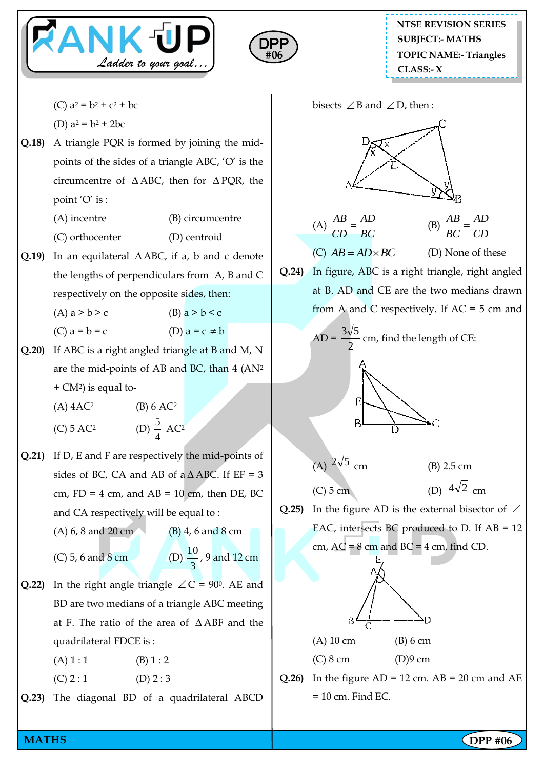(C) $a^2 = b^2 + c^2 + bc$

(D) $a^2 = b^2 + 2bc$

**Q.18)** A triangle PQR is formed by joining the mid-points of the sides of a triangle ABC, 'O' is the circumcentre of $\Delta ABC$, then for $\Delta PQR$, the point 'O' is :

(A) incentre  (B) circumcentre

(C) orthocenter  (D) centroid

**Q.19)** In an equilateral $\Delta ABC$, if a, b and c denote the lengths of perpendiculars from A, B and C respectively on the opposite sides, then:

(A) a > b > c  (B) a > b < c

(C) a = b = c  (D) $a = c \neq b$

**Q.20)** If ABC is a right angled triangle at B and M, N are the mid-points of AB and BC, than $4(AN^2 + CM^2)$ is equal to-

(A) $4AC^2$  (B) $6 AC^2$

(C) $5 AC^2$  (D) $\frac{5}{4} AC^2$

**Q.21)** If D, E and F are respectively the mid-points of sides of BC, CA and AB of a $\Delta ABC$. If EF = 3 cm, FD = 4 cm, and AB = 10 cm, then DE, BC and CA respectively will be equal to :

(A) 6, 8 and 20 cm  (B) 4, 6 and 8 cm

(C) 5, 6 and 8 cm  (D) $\frac{10}{3}$, 9 and 12 cm

**Q.22)** In the right angle triangle $\angle C = 90^0$. AE and BD are two medians of a triangle ABC meeting at F. The ratio of the area of $\Delta ABF$ and the quadrilateral FDCE is :

(A) 1 : 1  (B) 1 : 2

(C) 2 : 1  (D) 2 : 3

**Q.23)** The diagonal BD of a quadrilateral ABCD bisects $\angle B$ and $\angle D$, then :

(A) $\frac{AB}{CD} = \frac{AD}{BC}$  (B) $\frac{AB}{BC} = \frac{AD}{CD}$

(C) $AB = AD \times BC$  (D) None of these

**Q.24)** In figure, ABC is a right triangle, right angled at B. AD and CE are the two medians drawn from A and C respectively. If AC = 5 cm and AD = $\frac{3\sqrt{5}}{2}$ cm, find the length of CE:

(A) $2\sqrt{5}$ cm  (B) 2.5 cm

(C) 5 cm  (D) $4\sqrt{2}$ cm

**Q.25)** In the figure AD is the external bisector of $\angle$ EAC, intersects BC produced to D. If AB = 12 cm, AC = 8 cm and BC = 4 cm, find CD.

(A) 10 cm  (B) 6 cm

(C) 8 cm  (D)9 cm

**Q.26)** In the figure AD = 12 cm. AB = 20 cm and AE = 10 cm. Find EC.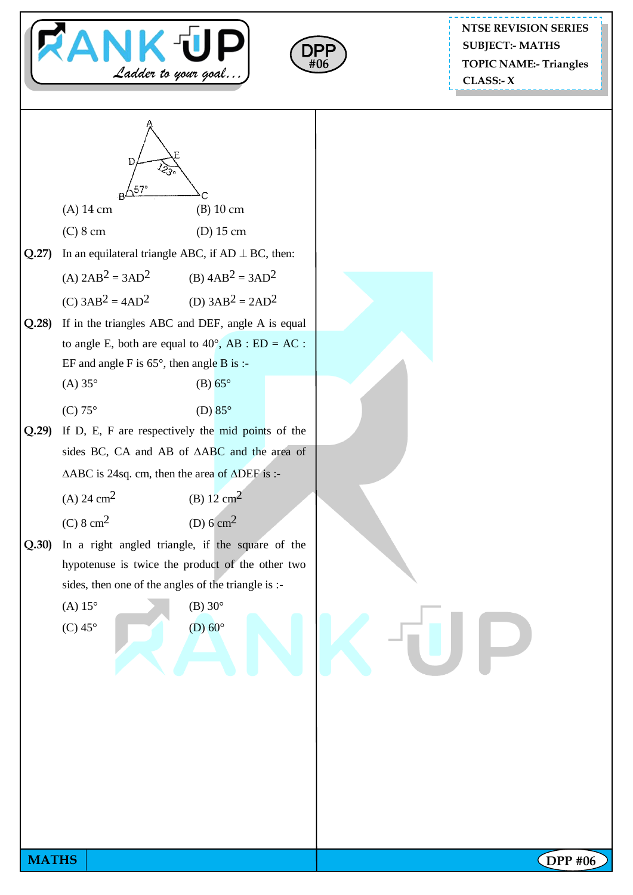(A) 14 cm (B) 10 cm

(C) 8 cm (D) 15 cm

**Q.27)** In an equilateral triangle ABC, if AD ⊥ BC, then:

(A) $2AB^2 = 3AD^2$ (B) $4AB^2 = 3AD^2$

(C) $3AB^2 = 4AD^2$ (D) $3AB^2 = 2AD^2$

**Q.28)** If in the triangles ABC and DEF, angle A is equal to angle E, both are equal to 40°, AB : ED = AC : EF and angle F is 65°, then angle B is :-

(A) 35° (B) 65°

(C) 75° (D) 85°

**Q.29)** If D, E, F are respectively the mid points of the sides BC, CA and AB of ΔABC and the area of ΔABC is 24sq. cm, then the area of ΔDEF is :-

(A) 24 $cm^2$ (B) 12 $cm^2$

(C) 8 $cm^2$ (D) 6 $cm^2$

**Q.30)** In a right angled triangle, if the square of the hypotenuse is twice the product of the other two sides, then one of the angles of the triangle is :-

(A) 15° (B) 30°

(C) 45° (D) 60°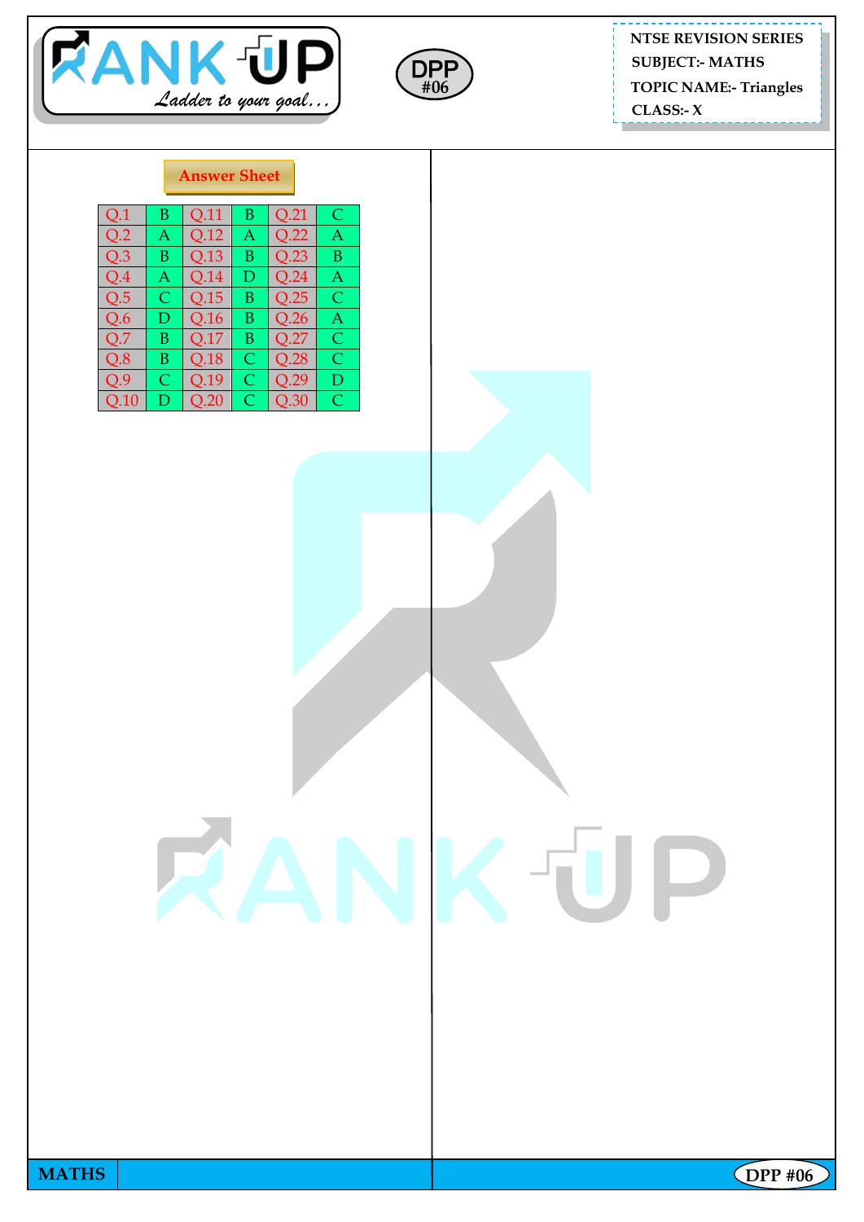## Answer Sheet

| | | | | | |
|---|---|---|---|---|---|
| Q.1 | B | Q.11 | B | Q.21 | C |
| Q.2 | A | Q.12 | A | Q.22 | A |
| Q.3 | B | Q.13 | B | Q.23 | B |
| Q.4 | A | Q.14 | D | Q.24 | A |
| Q.5 | C | Q.15 | B | Q.25 | C |
| Q.6 | D | Q.16 | B | Q.26 | A |
| Q.7 | B | Q.17 | B | Q.27 | C |
| Q.8 | B | Q.18 | C | Q.28 | C |
| Q.9 | C | Q.19 | C | Q.29 | D |
| Q.10 | D | Q.20 | C | Q.30 | C |